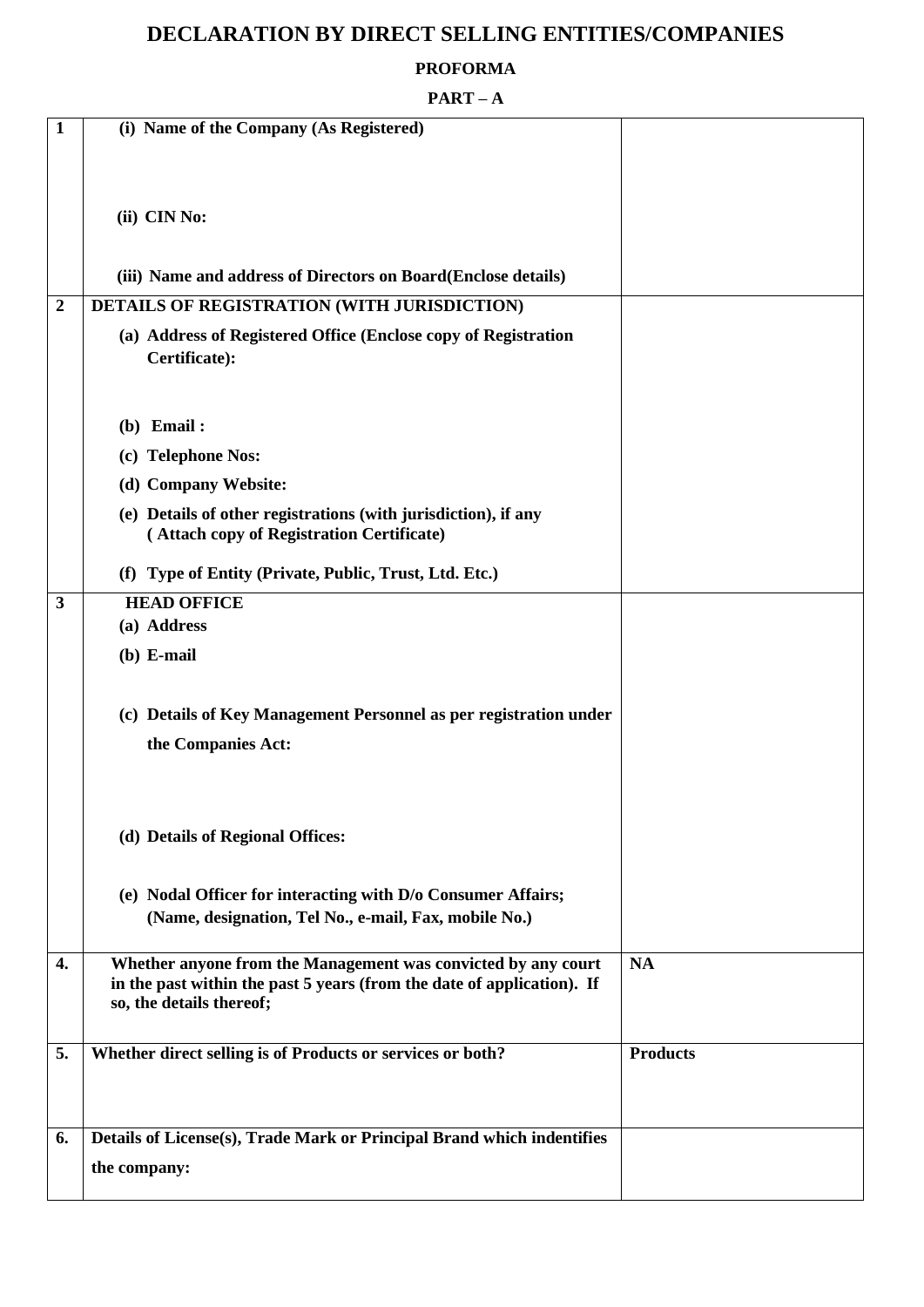# DECLARATION BY DIRECT SELLING ENTITIES/COMPANIES

## PROFORMA

## PART – A

| | | |
|---|---|---|
| **1** | **(i) Name of the Company (As Registered)**<br><br>**(ii) CIN No:**<br><br>**(iii) Name and address of Directors on Board(Enclose details)** | |
| **2** | **DETAILS OF REGISTRATION (WITH JURISDICTION)**<br>**(a) Address of Registered Office (Enclose copy of Registration Certificate):**<br><br>**(b) Email :**<br>**(c) Telephone Nos:**<br>**(d) Company Website:**<br>**(e) Details of other registrations (with jurisdiction), if any ( Attach copy of Registration Certificate)**<br>**(f) Type of Entity (Private, Public, Trust, Ltd. Etc.)** | |
| **3** | **HEAD OFFICE**<br>**(a) Address**<br>**(b) E-mail**<br><br>**(c) Details of Key Management Personnel as per registration under the Companies Act:**<br><br>**(d) Details of Regional Offices:**<br><br>**(e) Nodal Officer for interacting with D/o Consumer Affairs; (Name, designation, Tel No., e-mail, Fax, mobile No.)** | |
| **4.** | **Whether anyone from the Management was convicted by any court in the past within the past 5 years (from the date of application). If so, the details thereof;** | **NA** |
| **5.** | **Whether direct selling is of Products or services or both?** | **Products** |
| **6.** | **Details of License(s), Trade Mark or Principal Brand which indentifies the company:** | |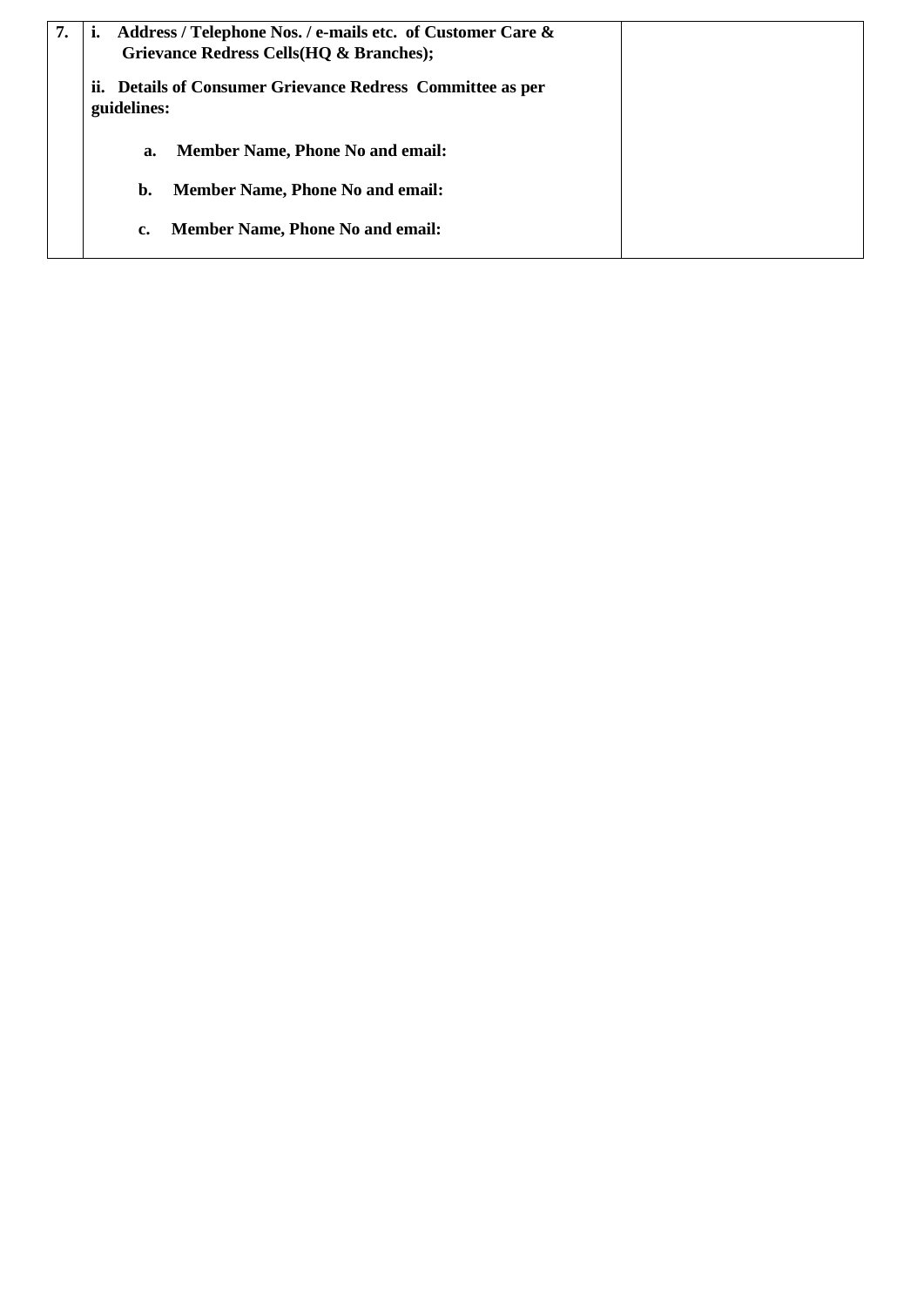| 7. | **i. Address / Telephone Nos. / e-mails etc. of Customer Care & Grievance Redress Cells(HQ & Branches);**<br><br>**ii. Details of Consumer Grievance Redress Committee as per guidelines:**<br><br>**a. Member Name, Phone No and email:**<br><br>**b. Member Name, Phone No and email:**<br><br>**c. Member Name, Phone No and email:** | |
|---|---|---|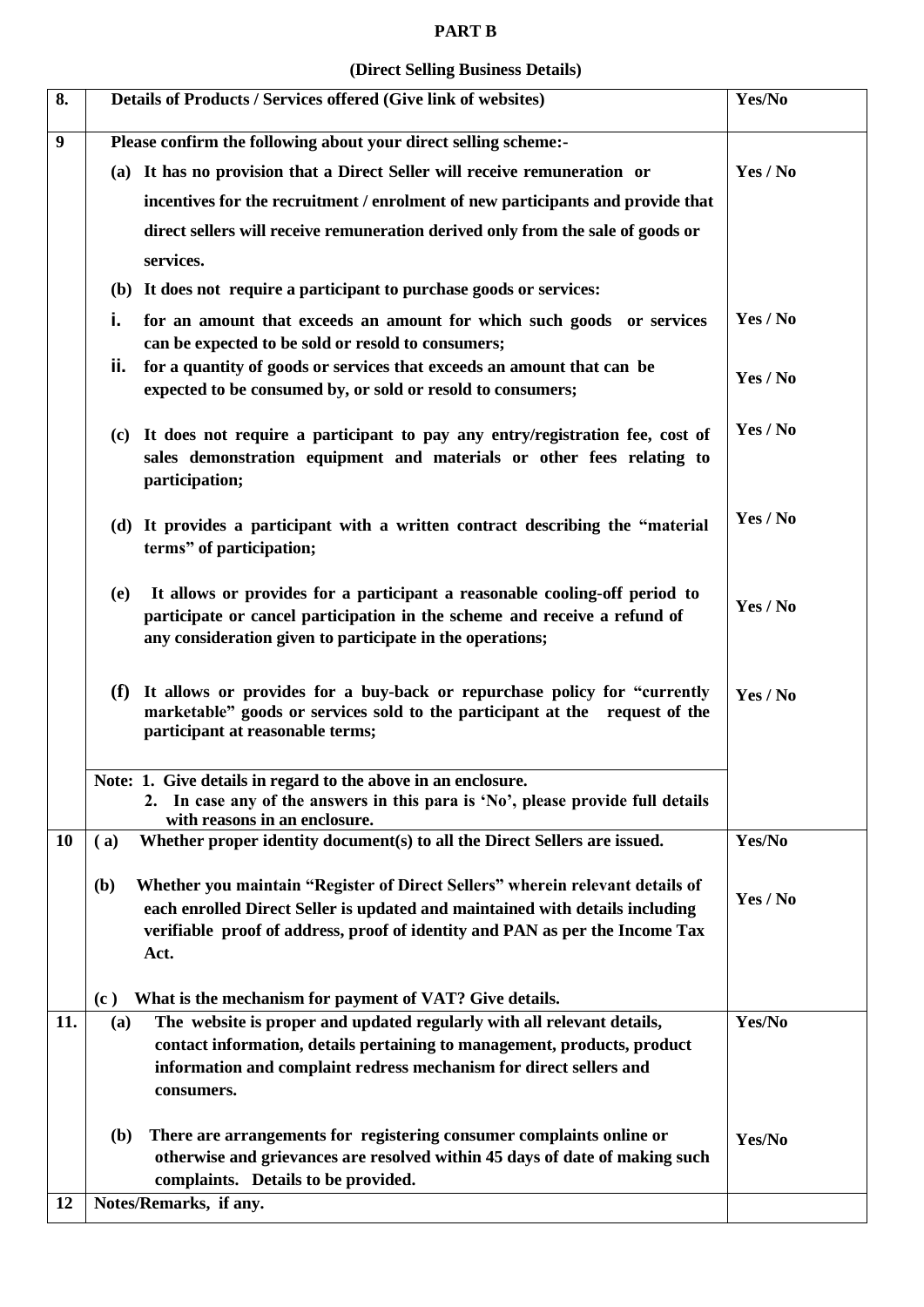**PART B**

**(Direct Selling Business Details)**

| | | |
|---|---|---|
| **8.** | **Details of Products / Services offered (Give link of websites)** | **Yes/No** |
| **9** | **Please confirm the following about your direct selling scheme:-** | |
| | **(a) It has no provision that a Direct Seller will receive remuneration or incentives for the recruitment / enrolment of new participants and provide that direct sellers will receive remuneration derived only from the sale of goods or services.** | **Yes / No** |
| | **(b) It does not require a participant to purchase goods or services:** | |
| | **i. for an amount that exceeds an amount for which such goods or services can be expected to be sold or resold to consumers;** | **Yes / No** |
| | **ii. for a quantity of goods or services that exceeds an amount that can be expected to be consumed by, or sold or resold to consumers;** | **Yes / No** |
| | **(c) It does not require a participant to pay any entry/registration fee, cost of sales demonstration equipment and materials or other fees relating to participation;** | **Yes / No** |
| | **(d) It provides a participant with a written contract describing the "material terms" of participation;** | **Yes / No** |
| | **(e) It allows or provides for a participant a reasonable cooling-off period to participate or cancel participation in the scheme and receive a refund of any consideration given to participate in the operations;** | **Yes / No** |
| | **(f) It allows or provides for a buy-back or repurchase policy for "currently marketable" goods or services sold to the participant at the request of the participant at reasonable terms;** | **Yes / No** |
| | **Note: 1. Give details in regard to the above in an enclosure.**<br>**2. In case any of the answers in this para is 'No', please provide full details with reasons in an enclosure.** | |
| **10** | **(a) Whether proper identity document(s) to all the Direct Sellers are issued.** | **Yes/No** |
| | **(b) Whether you maintain "Register of Direct Sellers" wherein relevant details of each enrolled Direct Seller is updated and maintained with details including verifiable proof of address, proof of identity and PAN as per the Income Tax Act.** | **Yes / No** |
| | **(c) What is the mechanism for payment of VAT? Give details.** | |
| **11.** | **(a) The website is proper and updated regularly with all relevant details, contact information, details pertaining to management, products, product information and complaint redress mechanism for direct sellers and consumers.** | **Yes/No** |
| | **(b) There are arrangements for registering consumer complaints online or otherwise and grievances are resolved within 45 days of date of making such complaints. Details to be provided.** | **Yes/No** |
| **12** | **Notes/Remarks, if any.** | |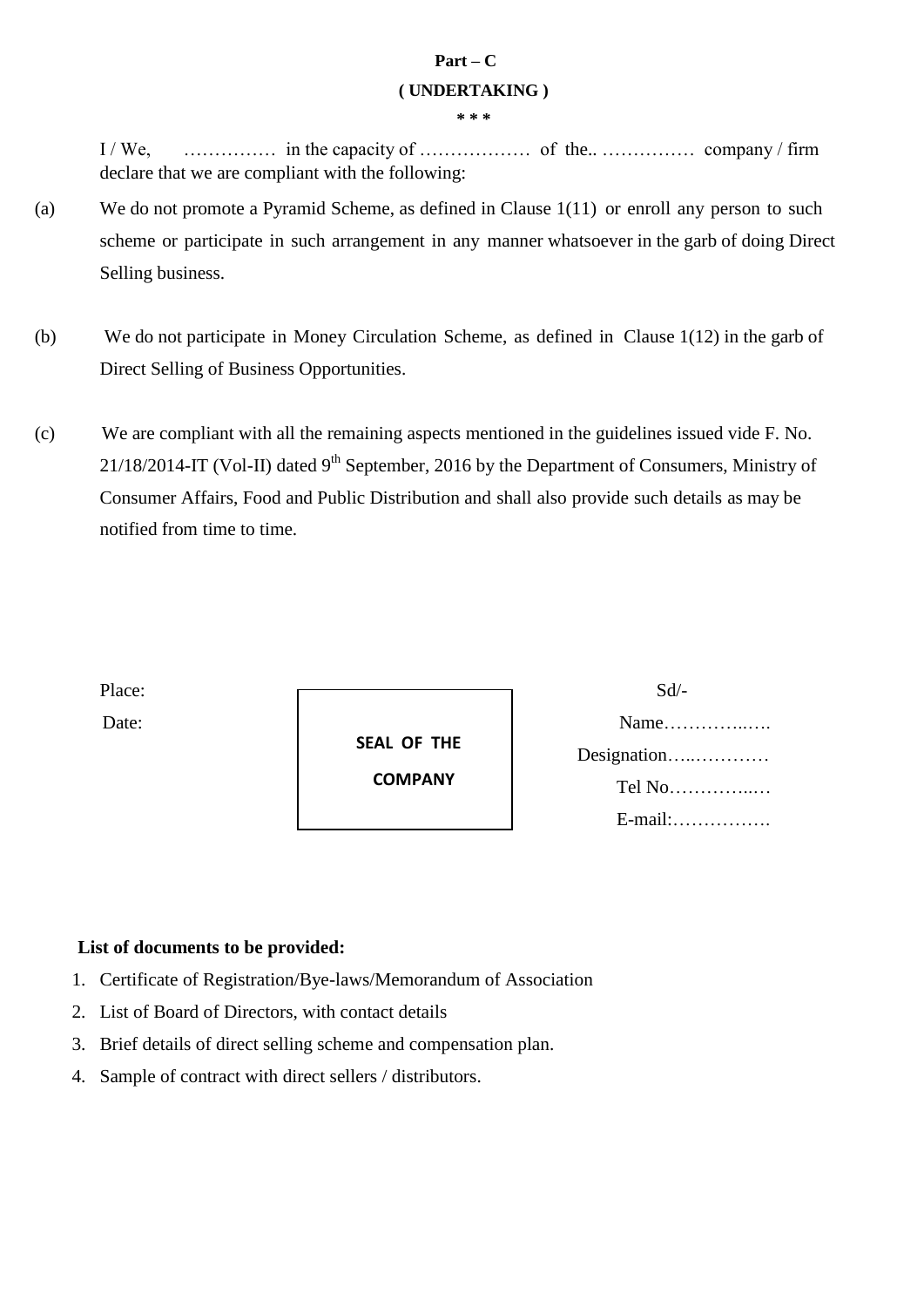**Part – C**

**( UNDERTAKING )**

*** 

I / We, …………… in the capacity of ……………… of the.. …………… company / firm declare that we are compliant with the following:

(a) We do not promote a Pyramid Scheme, as defined in Clause 1(11) or enroll any person to such scheme or participate in such arrangement in any manner whatsoever in the garb of doing Direct Selling business.

(b) We do not participate in Money Circulation Scheme, as defined in Clause 1(12) in the garb of Direct Selling of Business Opportunities.

(c) We are compliant with all the remaining aspects mentioned in the guidelines issued vide F. No. 21/18/2014-IT (Vol-II) dated 9th September, 2016 by the Department of Consumers, Ministry of Consumer Affairs, Food and Public Distribution and shall also provide such details as may be notified from time to time.

Place:

Date:

**SEAL OF THE COMPANY**

Sd/-

Name…………..….

Designation…..…………

Tel No…………..…

E-mail:…………….

**List of documents to be provided:**

1. Certificate of Registration/Bye-laws/Memorandum of Association
2. List of Board of Directors, with contact details
3. Brief details of direct selling scheme and compensation plan.
4. Sample of contract with direct sellers / distributors.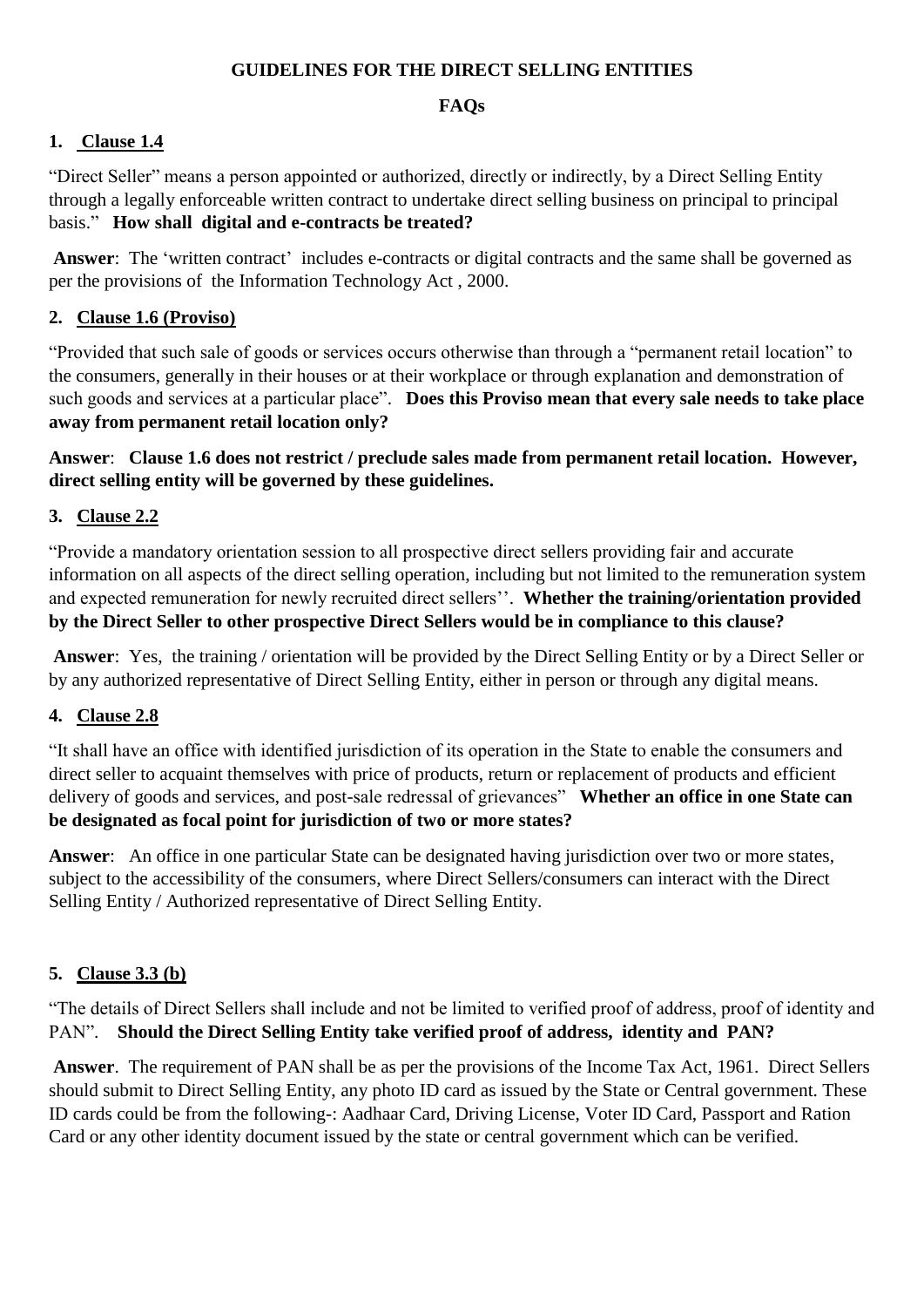**GUIDELINES FOR THE DIRECT SELLING ENTITIES**

**FAQs**

## 1. Clause 1.4

"Direct Seller" means a person appointed or authorized, directly or indirectly, by a Direct Selling Entity through a legally enforceable written contract to undertake direct selling business on principal to principal basis." **How shall digital and e-contracts be treated?**

**Answer**: The 'written contract' includes e-contracts or digital contracts and the same shall be governed as per the provisions of the Information Technology Act , 2000.

## 2. Clause 1.6 (Proviso)

"Provided that such sale of goods or services occurs otherwise than through a "permanent retail location" to the consumers, generally in their houses or at their workplace or through explanation and demonstration of such goods and services at a particular place". **Does this Proviso mean that every sale needs to take place away from permanent retail location only?**

**Answer**: **Clause 1.6 does not restrict / preclude sales made from permanent retail location. However, direct selling entity will be governed by these guidelines.**

## 3. Clause 2.2

"Provide a mandatory orientation session to all prospective direct sellers providing fair and accurate information on all aspects of the direct selling operation, including but not limited to the remuneration system and expected remuneration for newly recruited direct sellers''. **Whether the training/orientation provided by the Direct Seller to other prospective Direct Sellers would be in compliance to this clause?**

**Answer**: Yes, the training / orientation will be provided by the Direct Selling Entity or by a Direct Seller or by any authorized representative of Direct Selling Entity, either in person or through any digital means.

## 4. Clause 2.8

"It shall have an office with identified jurisdiction of its operation in the State to enable the consumers and direct seller to acquaint themselves with price of products, return or replacement of products and efficient delivery of goods and services, and post-sale redressal of grievances" **Whether an office in one State can be designated as focal point for jurisdiction of two or more states?**

**Answer**: An office in one particular State can be designated having jurisdiction over two or more states, subject to the accessibility of the consumers, where Direct Sellers/consumers can interact with the Direct Selling Entity / Authorized representative of Direct Selling Entity.

## 5. Clause 3.3 (b)

"The details of Direct Sellers shall include and not be limited to verified proof of address, proof of identity and PAN". **Should the Direct Selling Entity take verified proof of address, identity and PAN?**

**Answer**. The requirement of PAN shall be as per the provisions of the Income Tax Act, 1961. Direct Sellers should submit to Direct Selling Entity, any photo ID card as issued by the State or Central government. These ID cards could be from the following-: Aadhaar Card, Driving License, Voter ID Card, Passport and Ration Card or any other identity document issued by the state or central government which can be verified.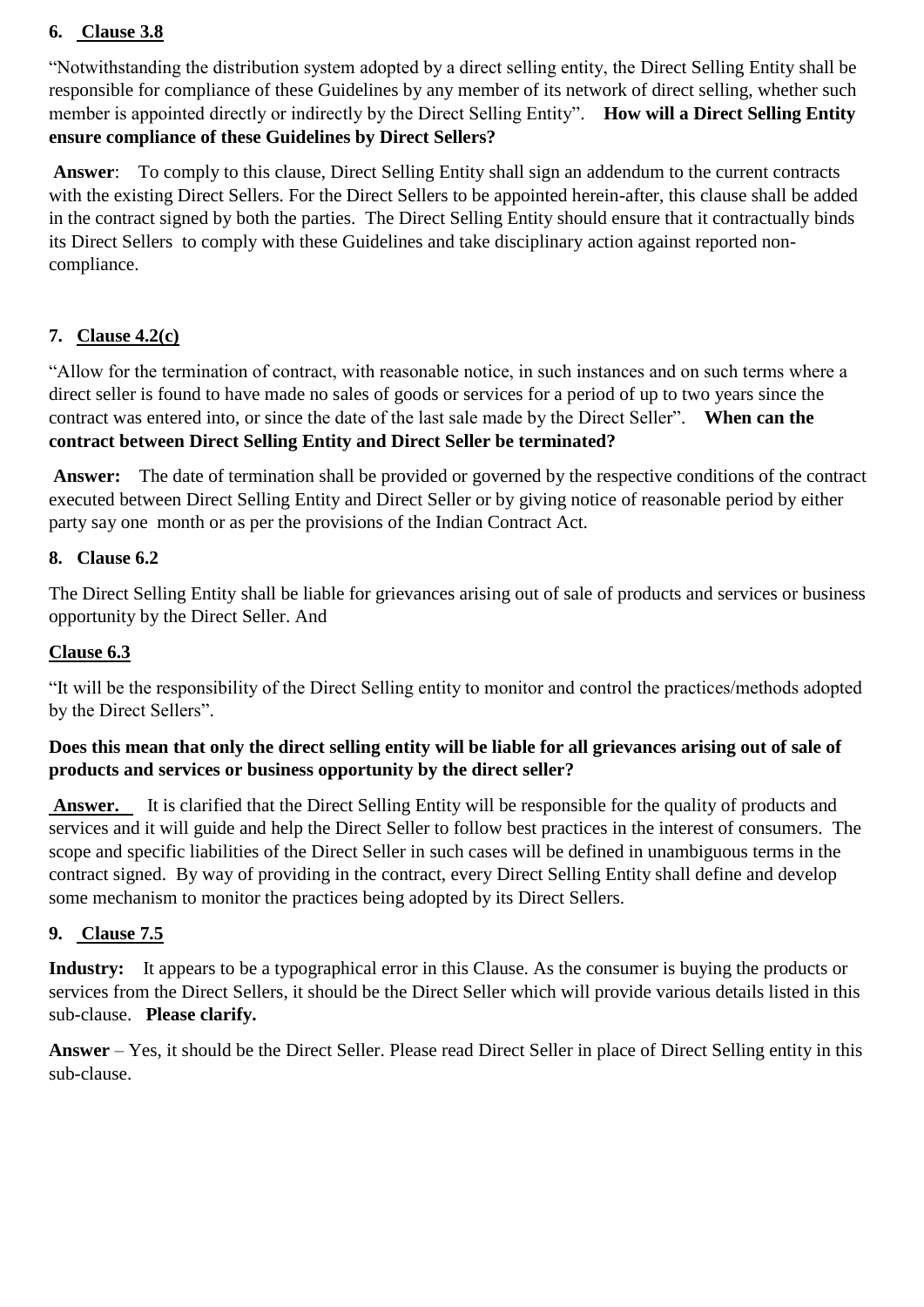**6. Clause 3.8**

"Notwithstanding the distribution system adopted by a direct selling entity, the Direct Selling Entity shall be responsible for compliance of these Guidelines by any member of its network of direct selling, whether such member is appointed directly or indirectly by the Direct Selling Entity". **How will a Direct Selling Entity ensure compliance of these Guidelines by Direct Sellers?**

**Answer**: To comply to this clause, Direct Selling Entity shall sign an addendum to the current contracts with the existing Direct Sellers. For the Direct Sellers to be appointed herein-after, this clause shall be added in the contract signed by both the parties. The Direct Selling Entity should ensure that it contractually binds its Direct Sellers to comply with these Guidelines and take disciplinary action against reported non-compliance.

**7. Clause 4.2(c)**

"Allow for the termination of contract, with reasonable notice, in such instances and on such terms where a direct seller is found to have made no sales of goods or services for a period of up to two years since the contract was entered into, or since the date of the last sale made by the Direct Seller". **When can the contract between Direct Selling Entity and Direct Seller be terminated?**

**Answer:** The date of termination shall be provided or governed by the respective conditions of the contract executed between Direct Selling Entity and Direct Seller or by giving notice of reasonable period by either party say one month or as per the provisions of the Indian Contract Act.

**8. Clause 6.2**

The Direct Selling Entity shall be liable for grievances arising out of sale of products and services or business opportunity by the Direct Seller. And

**Clause 6.3**

"It will be the responsibility of the Direct Selling entity to monitor and control the practices/methods adopted by the Direct Sellers".

**Does this mean that only the direct selling entity will be liable for all grievances arising out of sale of products and services or business opportunity by the direct seller?**

**Answer.** It is clarified that the Direct Selling Entity will be responsible for the quality of products and services and it will guide and help the Direct Seller to follow best practices in the interest of consumers. The scope and specific liabilities of the Direct Seller in such cases will be defined in unambiguous terms in the contract signed. By way of providing in the contract, every Direct Selling Entity shall define and develop some mechanism to monitor the practices being adopted by its Direct Sellers.

**9. Clause 7.5**

**Industry:** It appears to be a typographical error in this Clause. As the consumer is buying the products or services from the Direct Sellers, it should be the Direct Seller which will provide various details listed in this sub-clause. **Please clarify.**

**Answer** – Yes, it should be the Direct Seller. Please read Direct Seller in place of Direct Selling entity in this sub-clause.